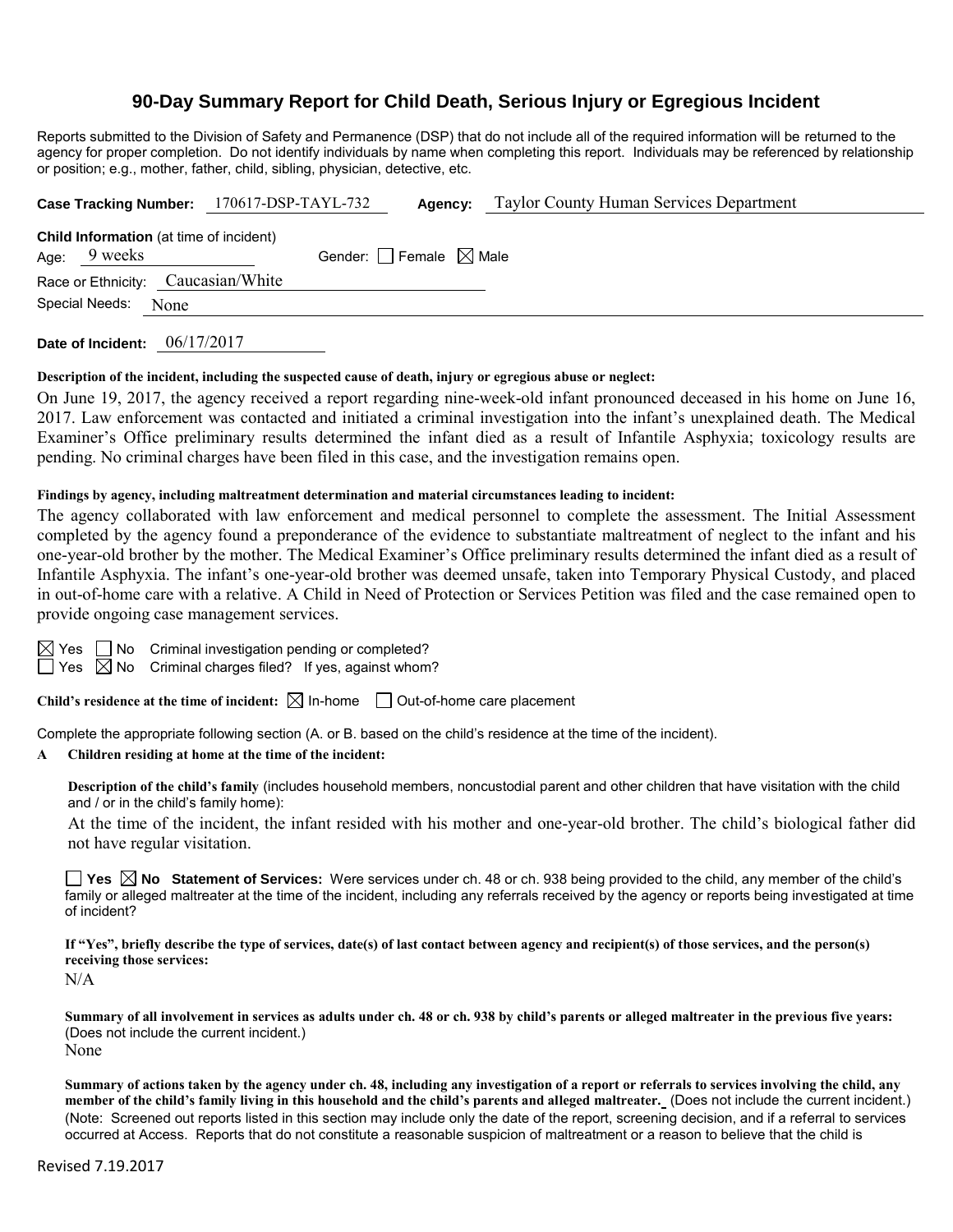# 90-Day Summary Report for Child Death, Serious Injury or Egregious Incident

Reports submitted to the Division of Safety and Permanence (DSP) that do not include all of the required information will be returned to the agency for proper completion. Do not identify individuals by name when completing this report. Individuals may be referenced by relationship or position; e.g., mother, father, child, sibling, physician, detective, etc.

**Case Tracking Number:** 170617-DSP-TAYL-732 **Agency:** Taylor County Human Services Department

**Child Information** (at time of incident)

Age: 9 weeks Gender: ☐ Female ☒ Male

Race or Ethnicity: Caucasian/White

Special Needs: None

**Date of Incident:** 06/17/2017

**Description of the incident, including the suspected cause of death, injury or egregious abuse or neglect:**

On June 19, 2017, the agency received a report regarding nine-week-old infant pronounced deceased in his home on June 16, 2017. Law enforcement was contacted and initiated a criminal investigation into the infant's unexplained death. The Medical Examiner's Office preliminary results determined the infant died as a result of Infantile Asphyxia; toxicology results are pending. No criminal charges have been filed in this case, and the investigation remains open.

**Findings by agency, including maltreatment determination and material circumstances leading to incident:**

The agency collaborated with law enforcement and medical personnel to complete the assessment. The Initial Assessment completed by the agency found a preponderance of the evidence to substantiate maltreatment of neglect to the infant and his one-year-old brother by the mother. The Medical Examiner's Office preliminary results determined the infant died as a result of Infantile Asphyxia. The infant's one-year-old brother was deemed unsafe, taken into Temporary Physical Custody, and placed in out-of-home care with a relative. A Child in Need of Protection or Services Petition was filed and the case remained open to provide ongoing case management services.

☒ Yes ☐ No Criminal investigation pending or completed?

☐ Yes ☒ No Criminal charges filed? If yes, against whom?

**Child's residence at the time of incident:** ☒ In-home ☐ Out-of-home care placement

Complete the appropriate following section (A. or B. based on the child's residence at the time of the incident).

**A Children residing at home at the time of the incident:**

**Description of the child's family** (includes household members, noncustodial parent and other children that have visitation with the child and / or in the child's family home):

At the time of the incident, the infant resided with his mother and one-year-old brother. The child's biological father did not have regular visitation.

☐ **Yes** ☒ **No Statement of Services:** Were services under ch. 48 or ch. 938 being provided to the child, any member of the child's family or alleged maltreater at the time of the incident, including any referrals received by the agency or reports being investigated at time of incident?

**If "Yes", briefly describe the type of services, date(s) of last contact between agency and recipient(s) of those services, and the person(s) receiving those services:**

N/A

**Summary of all involvement in services as adults under ch. 48 or ch. 938 by child's parents or alleged maltreater in the previous five years:** (Does not include the current incident.)

None

**Summary of actions taken by the agency under ch. 48, including any investigation of a report or referrals to services involving the child, any member of the child's family living in this household and the child's parents and alleged maltreater.** (Does not include the current incident.)

(Note: Screened out reports listed in this section may include only the date of the report, screening decision, and if a referral to services occurred at Access. Reports that do not constitute a reasonable suspicion of maltreatment or a reason to believe that the child is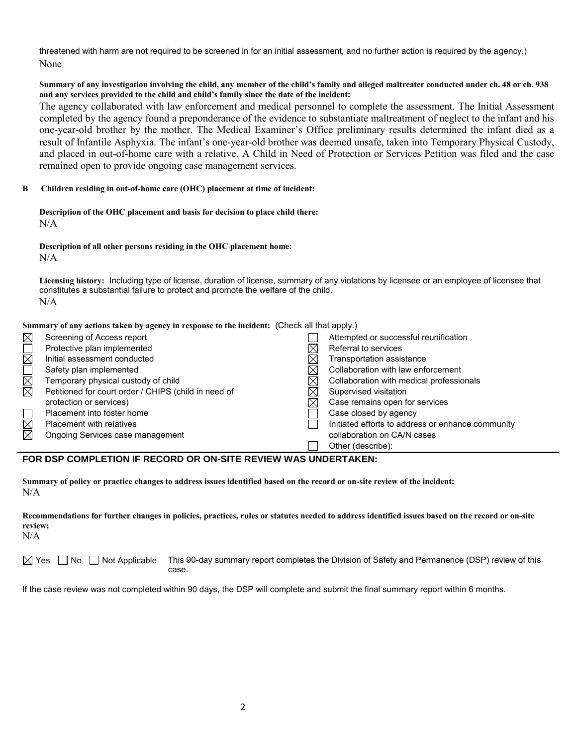threatened with harm are not required to be screened in for an initial assessment, and no further action is required by the agency.)
None

**Summary of any investigation involving the child, any member of the child's family and alleged maltreater conducted under ch. 48 or ch. 938 and any services provided to the child and child's family since the date of the incident:**

The agency collaborated with law enforcement and medical personnel to complete the assessment. The Initial Assessment completed by the agency found a preponderance of the evidence to substantiate maltreatment of neglect to the infant and his one-year-old brother by the mother. The Medical Examiner's Office preliminary results determined the infant died as a result of Infantile Asphyxia. The infant's one-year-old brother was deemed unsafe, taken into Temporary Physical Custody, and placed in out-of-home care with a relative. A Child in Need of Protection or Services Petition was filed and the case remained open to provide ongoing case management services.

**B Children residing in out-of-home care (OHC) placement at time of incident:**

**Description of the OHC placement and basis for decision to place child there:**
N/A

**Description of all other persons residing in the OHC placement home:**
N/A

**Licensing history:** Including type of license, duration of license, summary of any violations by licensee or an employee of licensee that constitutes a substantial failure to protect and promote the welfare of the child.
N/A

**Summary of any actions taken by agency in response to the incident:** (Check all that apply.)

- ☒ Screening of Access report
- ☐ Protective plan implemented
- ☒ Initial assessment conducted
- ☐ Safety plan implemented
- ☒ Temporary physical custody of child
- ☒ Petitioned for court order / CHIPS (child in need of protection or services)
- ☐ Placement into foster home
- ☒ Placement with relatives
- ☒ Ongoing Services case management
- ☐ Attempted or successful reunification
- ☒ Referral to services
- ☒ Transportation assistance
- ☒ Collaboration with law enforcement
- ☒ Collaboration with medical professionals
- ☒ Supervised visitation
- ☒ Case remains open for services
- ☐ Case closed by agency
- ☐ Initiated efforts to address or enhance community collaboration on CA/N cases
- ☐ Other (describe):

## FOR DSP COMPLETION IF RECORD OR ON-SITE REVIEW WAS UNDERTAKEN:

**Summary of policy or practice changes to address issues identified based on the record or on-site review of the incident:**
N/A

**Recommendations for further changes in policies, practices, rules or statutes needed to address identified issues based on the record or on-site review:**
N/A

☒ Yes ☐ No ☐ Not Applicable This 90-day summary report completes the Division of Safety and Permanence (DSP) review of this case.

If the case review was not completed within 90 days, the DSP will complete and submit the final summary report within 6 months.